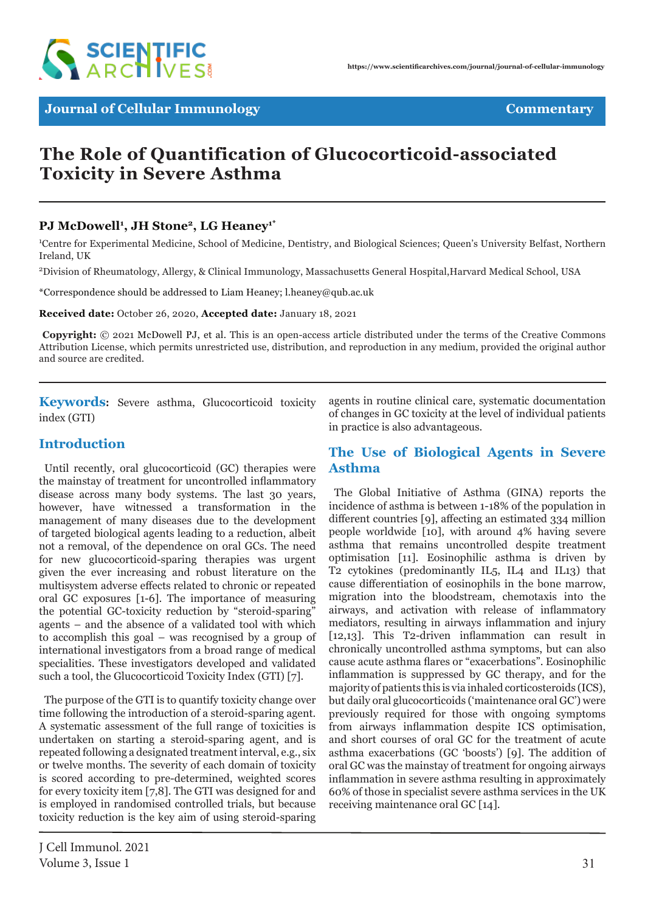Journal of Cellular Immunology

Commentary

# The Role of Quantification of Glucocorticoid-associated Toxicity in Severe Asthma

**PJ McDowell[1], JH Stone[2], LG Heaney[1*]**

[1]Centre for Experimental Medicine, School of Medicine, Dentistry, and Biological Sciences; Queen's University Belfast, Northern Ireland, UK

[2]Division of Rheumatology, Allergy, & Clinical Immunology, Massachusetts General Hospital,Harvard Medical School, USA

*Correspondence should be addressed to Liam Heaney; l.heaney@qub.ac.uk

**Received date:** October 26, 2020, **Accepted date:** January 18, 2021

**Copyright:** © 2021 McDowell PJ, et al. This is an open-access article distributed under the terms of the Creative Commons Attribution License, which permits unrestricted use, distribution, and reproduction in any medium, provided the original author and source are credited.

**Keywords**: Severe asthma, Glucocorticoid toxicity index (GTI)

## Introduction

Until recently, oral glucocorticoid (GC) therapies were the mainstay of treatment for uncontrolled inflammatory disease across many body systems. The last 30 years, however, have witnessed a transformation in the management of many diseases due to the development of targeted biological agents leading to a reduction, albeit not a removal, of the dependence on oral GCs. The need for new glucocorticoid-sparing therapies was urgent given the ever increasing and robust literature on the multisystem adverse effects related to chronic or repeated oral GC exposures [1-6]. The importance of measuring the potential GC-toxicity reduction by "steroid-sparing" agents – and the absence of a validated tool with which to accomplish this goal – was recognised by a group of international investigators from a broad range of medical specialities. These investigators developed and validated such a tool, the Glucocorticoid Toxicity Index (GTI) [7].

The purpose of the GTI is to quantify toxicity change over time following the introduction of a steroid-sparing agent. A systematic assessment of the full range of toxicities is undertaken on starting a steroid-sparing agent, and is repeated following a designated treatment interval, e.g., six or twelve months. The severity of each domain of toxicity is scored according to pre-determined, weighted scores for every toxicity item [7,8]. The GTI was designed for and is employed in randomised controlled trials, but because toxicity reduction is the key aim of using steroid-sparing agents in routine clinical care, systematic documentation of changes in GC toxicity at the level of individual patients in practice is also advantageous.

## The Use of Biological Agents in Severe Asthma

The Global Initiative of Asthma (GINA) reports the incidence of asthma is between 1-18% of the population in different countries [9], affecting an estimated 334 million people worldwide [10], with around 4% having severe asthma that remains uncontrolled despite treatment optimisation [11]. Eosinophilic asthma is driven by T2 cytokines (predominantly IL5, IL4 and IL13) that cause differentiation of eosinophils in the bone marrow, migration into the bloodstream, chemotaxis into the airways, and activation with release of inflammatory mediators, resulting in airways inflammation and injury [12,13]. This T2-driven inflammation can result in chronically uncontrolled asthma symptoms, but can also cause acute asthma flares or "exacerbations". Eosinophilic inflammation is suppressed by GC therapy, and for the majority of patients this is via inhaled corticosteroids (ICS), but daily oral glucocorticoids ('maintenance oral GC') were previously required for those with ongoing symptoms from airways inflammation despite ICS optimisation, and short courses of oral GC for the treatment of acute asthma exacerbations (GC 'boosts') [9]. The addition of oral GC was the mainstay of treatment for ongoing airways inflammation in severe asthma resulting in approximately 60% of those in specialist severe asthma services in the UK receiving maintenance oral GC [14].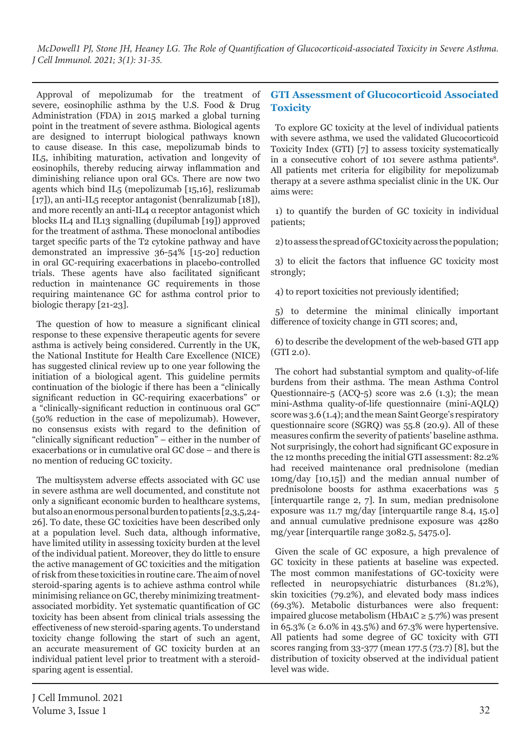Approval of mepolizumab for the treatment of severe, eosinophilic asthma by the U.S. Food & Drug Administration (FDA) in 2015 marked a global turning point in the treatment of severe asthma. Biological agents are designed to interrupt biological pathways known to cause disease. In this case, mepolizumab binds to IL5, inhibiting maturation, activation and longevity of eosinophils, thereby reducing airway inflammation and diminishing reliance upon oral GCs. There are now two agents which bind IL5 (mepolizumab [15,16], reslizumab [17]), an anti-IL5 receptor antagonist (benralizumab [18]), and more recently an anti-IL4 α receptor antagonist which blocks IL4 and IL13 signalling (dupilumab [19]) approved for the treatment of asthma. These monoclonal antibodies target specific parts of the T2 cytokine pathway and have demonstrated an impressive 36-54% [15-20] reduction in oral GC-requiring exacerbations in placebo-controlled trials. These agents have also facilitated significant reduction in maintenance GC requirements in those requiring maintenance GC for asthma control prior to biologic therapy [21-23].

The question of how to measure a significant clinical response to these expensive therapeutic agents for severe asthma is actively being considered. Currently in the UK, the National Institute for Health Care Excellence (NICE) has suggested clinical review up to one year following the initiation of a biological agent. This guideline permits continuation of the biologic if there has been a "clinically significant reduction in GC-requiring exacerbations" or a "clinically-significant reduction in continuous oral GC" (50% reduction in the case of mepolizumab). However, no consensus exists with regard to the definition of "clinically significant reduction" – either in the number of exacerbations or in cumulative oral GC dose – and there is no mention of reducing GC toxicity.

The multisystem adverse effects associated with GC use in severe asthma are well documented, and constitute not only a significant economic burden to healthcare systems, but also an enormous personal burden to patients [2,3,5,24-26]. To date, these GC toxicities have been described only at a population level. Such data, although informative, have limited utility in assessing toxicity burden at the level of the individual patient. Moreover, they do little to ensure the active management of GC toxicities and the mitigation of risk from these toxicities in routine care. The aim of novel steroid-sparing agents is to achieve asthma control while minimising reliance on GC, thereby minimizing treatment-associated morbidity. Yet systematic quantification of GC toxicity has been absent from clinical trials assessing the effectiveness of new steroid-sparing agents. To understand toxicity change following the start of such an agent, an accurate measurement of GC toxicity burden at an individual patient level prior to treatment with a steroid-sparing agent is essential.

## GTI Assessment of Glucocorticoid Associated Toxicity

To explore GC toxicity at the level of individual patients with severe asthma, we used the validated Glucocorticoid Toxicity Index (GTI) [7] to assess toxicity systematically in a consecutive cohort of 101 severe asthma patients[8]. All patients met criteria for eligibility for mepolizumab therapy at a severe asthma specialist clinic in the UK. Our aims were:

1) to quantify the burden of GC toxicity in individual patients;

2) to assess the spread of GC toxicity across the population;

3) to elicit the factors that influence GC toxicity most strongly;

4) to report toxicities not previously identified;

5) to determine the minimal clinically important difference of toxicity change in GTI scores; and,

6) to describe the development of the web-based GTI app (GTI 2.0).

The cohort had substantial symptom and quality-of-life burdens from their asthma. The mean Asthma Control Questionnaire-5 (ACQ-5) score was 2.6 (1.3); the mean mini-Asthma quality-of-life questionnaire (mini-AQLQ) score was 3.6 (1.4); and the mean Saint George's respiratory questionnaire score (SGRQ) was 55.8 (20.9). All of these measures confirm the severity of patients' baseline asthma. Not surprisingly, the cohort had significant GC exposure in the 12 months preceding the initial GTI assessment: 82.2% had received maintenance oral prednisolone (median 10mg/day [10,15]) and the median annual number of prednisolone boosts for asthma exacerbations was 5 [interquartile range 2, 7]. In sum, median prednisolone exposure was 11.7 mg/day [interquartile range 8.4, 15.0] and annual cumulative prednisone exposure was 4280 mg/year [interquartile range 3082.5, 5475.0].

Given the scale of GC exposure, a high prevalence of GC toxicity in these patients at baseline was expected. The most common manifestations of GC-toxicity were reflected in neuropsychiatric disturbances (81.2%), skin toxicities (79.2%), and elevated body mass indices (69.3%). Metabolic disturbances were also frequent: impaired glucose metabolism (HbA1C ≥ 5.7%) was present in 65.3% (≥ 6.0% in 43.5%) and 67.3% were hypertensive. All patients had some degree of GC toxicity with GTI scores ranging from 33-377 (mean 177.5 (73.7) [8], but the distribution of toxicity observed at the individual patient level was wide.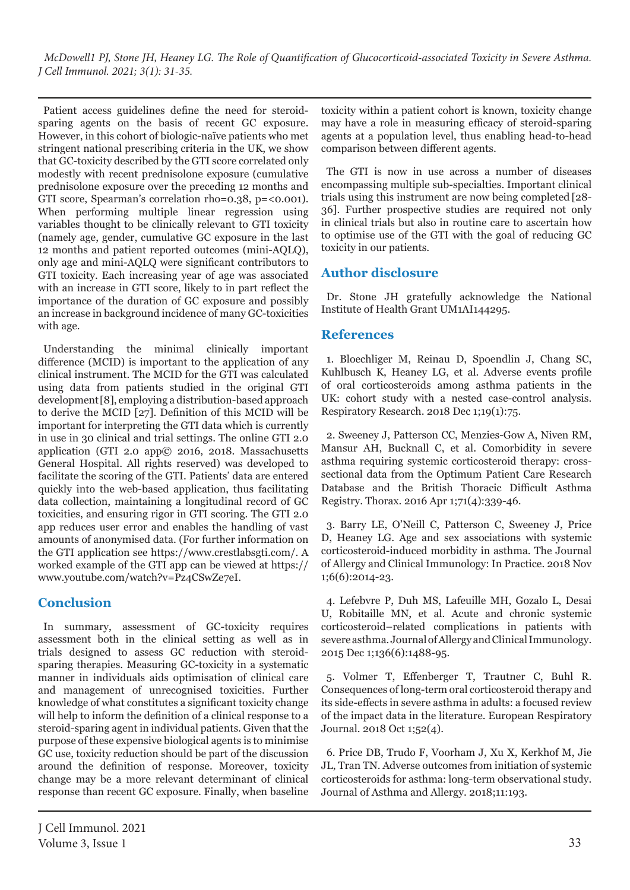Patient access guidelines define the need for steroid-sparing agents on the basis of recent GC exposure. However, in this cohort of biologic-naïve patients who met stringent national prescribing criteria in the UK, we show that GC-toxicity described by the GTI score correlated only modestly with recent prednisolone exposure (cumulative prednisolone exposure over the preceding 12 months and GTI score, Spearman's correlation rho=0.38, p=<0.001). When performing multiple linear regression using variables thought to be clinically relevant to GTI toxicity (namely age, gender, cumulative GC exposure in the last 12 months and patient reported outcomes (mini-AQLQ), only age and mini-AQLQ were significant contributors to GTI toxicity. Each increasing year of age was associated with an increase in GTI score, likely to in part reflect the importance of the duration of GC exposure and possibly an increase in background incidence of many GC-toxicities with age.

Understanding the minimal clinically important difference (MCID) is important to the application of any clinical instrument. The MCID for the GTI was calculated using data from patients studied in the original GTI development [8], employing a distribution-based approach to derive the MCID [27]. Definition of this MCID will be important for interpreting the GTI data which is currently in use in 30 clinical and trial settings. The online GTI 2.0 application (GTI 2.0 app© 2016, 2018. Massachusetts General Hospital. All rights reserved) was developed to facilitate the scoring of the GTI. Patients' data are entered quickly into the web-based application, thus facilitating data collection, maintaining a longitudinal record of GC toxicities, and ensuring rigor in GTI scoring. The GTI 2.0 app reduces user error and enables the handling of vast amounts of anonymised data. (For further information on the GTI application see https://www.crestlabsgti.com/. A worked example of the GTI app can be viewed at https://www.youtube.com/watch?v=Pz4CSwZe7eI.

## Conclusion

In summary, assessment of GC-toxicity requires assessment both in the clinical setting as well as in trials designed to assess GC reduction with steroid-sparing therapies. Measuring GC-toxicity in a systematic manner in individuals aids optimisation of clinical care and management of unrecognised toxicities. Further knowledge of what constitutes a significant toxicity change will help to inform the definition of a clinical response to a steroid-sparing agent in individual patients. Given that the purpose of these expensive biological agents is to minimise GC use, toxicity reduction should be part of the discussion around the definition of response. Moreover, toxicity change may be a more relevant determinant of clinical response than recent GC exposure. Finally, when baseline toxicity within a patient cohort is known, toxicity change may have a role in measuring efficacy of steroid-sparing agents at a population level, thus enabling head-to-head comparison between different agents.

The GTI is now in use across a number of diseases encompassing multiple sub-specialties. Important clinical trials using this instrument are now being completed [28-36]. Further prospective studies are required not only in clinical trials but also in routine care to ascertain how to optimise use of the GTI with the goal of reducing GC toxicity in our patients.

## Author disclosure

Dr. Stone JH gratefully acknowledge the National Institute of Health Grant UM1AI144295.

## References

1. Bloechliger M, Reinau D, Spoendlin J, Chang SC, Kuhlbusch K, Heaney LG, et al. Adverse events profile of oral corticosteroids among asthma patients in the UK: cohort study with a nested case-control analysis. Respiratory Research. 2018 Dec 1;19(1):75.

2. Sweeney J, Patterson CC, Menzies-Gow A, Niven RM, Mansur AH, Bucknall C, et al. Comorbidity in severe asthma requiring systemic corticosteroid therapy: cross-sectional data from the Optimum Patient Care Research Database and the British Thoracic Difficult Asthma Registry. Thorax. 2016 Apr 1;71(4):339-46.

3. Barry LE, O'Neill C, Patterson C, Sweeney J, Price D, Heaney LG. Age and sex associations with systemic corticosteroid-induced morbidity in asthma. The Journal of Allergy and Clinical Immunology: In Practice. 2018 Nov 1;6(6):2014-23.

4. Lefebvre P, Duh MS, Lafeuille MH, Gozalo L, Desai U, Robitaille MN, et al. Acute and chronic systemic corticosteroid–related complications in patients with severe asthma. Journal of Allergy and Clinical Immunology. 2015 Dec 1;136(6):1488-95.

5. Volmer T, Effenberger T, Trautner C, Buhl R. Consequences of long-term oral corticosteroid therapy and its side-effects in severe asthma in adults: a focused review of the impact data in the literature. European Respiratory Journal. 2018 Oct 1;52(4).

6. Price DB, Trudo F, Voorham J, Xu X, Kerkhof M, Jie JL, Tran TN. Adverse outcomes from initiation of systemic corticosteroids for asthma: long-term observational study. Journal of Asthma and Allergy. 2018;11:193.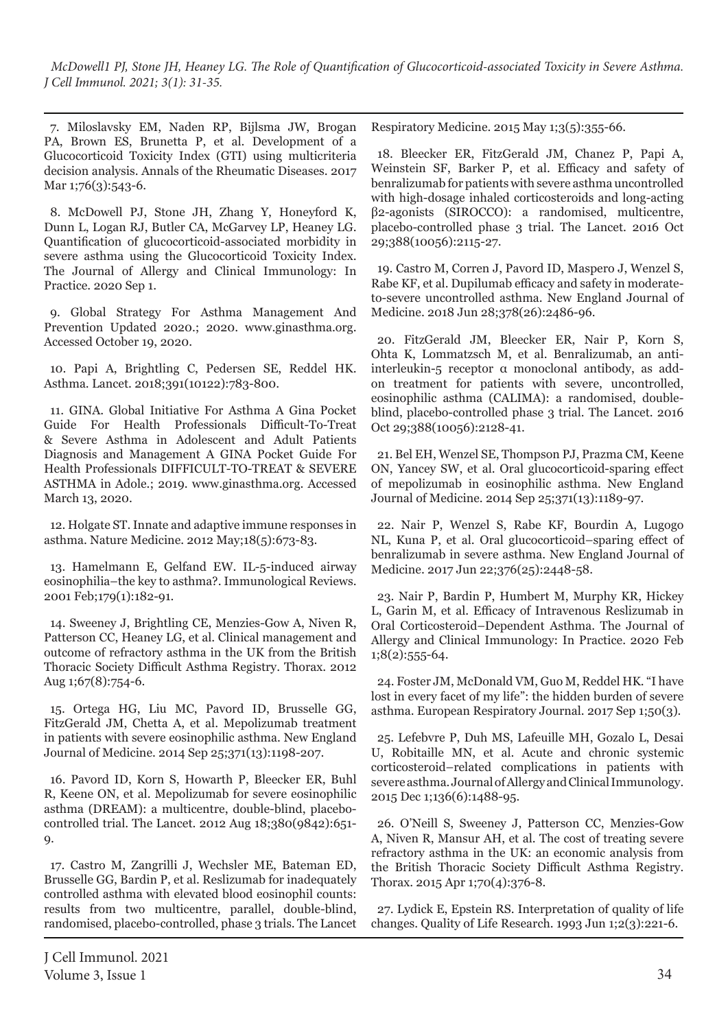7. Miloslavsky EM, Naden RP, Bijlsma JW, Brogan PA, Brown ES, Brunetta P, et al. Development of a Glucocorticoid Toxicity Index (GTI) using multicriteria decision analysis. Annals of the Rheumatic Diseases. 2017 Mar 1;76(3):543-6.

8. McDowell PJ, Stone JH, Zhang Y, Honeyford K, Dunn L, Logan RJ, Butler CA, McGarvey LP, Heaney LG. Quantification of glucocorticoid-associated morbidity in severe asthma using the Glucocorticoid Toxicity Index. The Journal of Allergy and Clinical Immunology: In Practice. 2020 Sep 1.

9. Global Strategy For Asthma Management And Prevention Updated 2020.; 2020. www.ginasthma.org. Accessed October 19, 2020.

10. Papi A, Brightling C, Pedersen SE, Reddel HK. Asthma. Lancet. 2018;391(10122):783-800.

11. GINA. Global Initiative For Asthma A Gina Pocket Guide For Health Professionals Difficult-To-Treat & Severe Asthma in Adolescent and Adult Patients Diagnosis and Management A GINA Pocket Guide For Health Professionals DIFFICULT-TO-TREAT & SEVERE ASTHMA in Adole.; 2019. www.ginasthma.org. Accessed March 13, 2020.

12. Holgate ST. Innate and adaptive immune responses in asthma. Nature Medicine. 2012 May;18(5):673-83.

13. Hamelmann E, Gelfand EW. IL-5-induced airway eosinophilia–the key to asthma?. Immunological Reviews. 2001 Feb;179(1):182-91.

14. Sweeney J, Brightling CE, Menzies-Gow A, Niven R, Patterson CC, Heaney LG, et al. Clinical management and outcome of refractory asthma in the UK from the British Thoracic Society Difficult Asthma Registry. Thorax. 2012 Aug 1;67(8):754-6.

15. Ortega HG, Liu MC, Pavord ID, Brusselle GG, FitzGerald JM, Chetta A, et al. Mepolizumab treatment in patients with severe eosinophilic asthma. New England Journal of Medicine. 2014 Sep 25;371(13):1198-207.

16. Pavord ID, Korn S, Howarth P, Bleecker ER, Buhl R, Keene ON, et al. Mepolizumab for severe eosinophilic asthma (DREAM): a multicentre, double-blind, placebo-controlled trial. The Lancet. 2012 Aug 18;380(9842):651-9.

17. Castro M, Zangrilli J, Wechsler ME, Bateman ED, Brusselle GG, Bardin P, et al. Reslizumab for inadequately controlled asthma with elevated blood eosinophil counts: results from two multicentre, parallel, double-blind, randomised, placebo-controlled, phase 3 trials. The Lancet Respiratory Medicine. 2015 May 1;3(5):355-66.

18. Bleecker ER, FitzGerald JM, Chanez P, Papi A, Weinstein SF, Barker P, et al. Efficacy and safety of benralizumab for patients with severe asthma uncontrolled with high-dosage inhaled corticosteroids and long-acting β2-agonists (SIROCCO): a randomised, multicentre, placebo-controlled phase 3 trial. The Lancet. 2016 Oct 29;388(10056):2115-27.

19. Castro M, Corren J, Pavord ID, Maspero J, Wenzel S, Rabe KF, et al. Dupilumab efficacy and safety in moderate-to-severe uncontrolled asthma. New England Journal of Medicine. 2018 Jun 28;378(26):2486-96.

20. FitzGerald JM, Bleecker ER, Nair P, Korn S, Ohta K, Lommatzsch M, et al. Benralizumab, an anti-interleukin-5 receptor α monoclonal antibody, as add-on treatment for patients with severe, uncontrolled, eosinophilic asthma (CALIMA): a randomised, double-blind, placebo-controlled phase 3 trial. The Lancet. 2016 Oct 29;388(10056):2128-41.

21. Bel EH, Wenzel SE, Thompson PJ, Prazma CM, Keene ON, Yancey SW, et al. Oral glucocorticoid-sparing effect of mepolizumab in eosinophilic asthma. New England Journal of Medicine. 2014 Sep 25;371(13):1189-97.

22. Nair P, Wenzel S, Rabe KF, Bourdin A, Lugogo NL, Kuna P, et al. Oral glucocorticoid–sparing effect of benralizumab in severe asthma. New England Journal of Medicine. 2017 Jun 22;376(25):2448-58.

23. Nair P, Bardin P, Humbert M, Murphy KR, Hickey L, Garin M, et al. Efficacy of Intravenous Reslizumab in Oral Corticosteroid–Dependent Asthma. The Journal of Allergy and Clinical Immunology: In Practice. 2020 Feb 1;8(2):555-64.

24. Foster JM, McDonald VM, Guo M, Reddel HK. "I have lost in every facet of my life": the hidden burden of severe asthma. European Respiratory Journal. 2017 Sep 1;50(3).

25. Lefebvre P, Duh MS, Lafeuille MH, Gozalo L, Desai U, Robitaille MN, et al. Acute and chronic systemic corticosteroid–related complications in patients with severe asthma. Journal of Allergy and Clinical Immunology. 2015 Dec 1;136(6):1488-95.

26. O'Neill S, Sweeney J, Patterson CC, Menzies-Gow A, Niven R, Mansur AH, et al. The cost of treating severe refractory asthma in the UK: an economic analysis from the British Thoracic Society Difficult Asthma Registry. Thorax. 2015 Apr 1;70(4):376-8.

27. Lydick E, Epstein RS. Interpretation of quality of life changes. Quality of Life Research. 1993 Jun 1;2(3):221-6.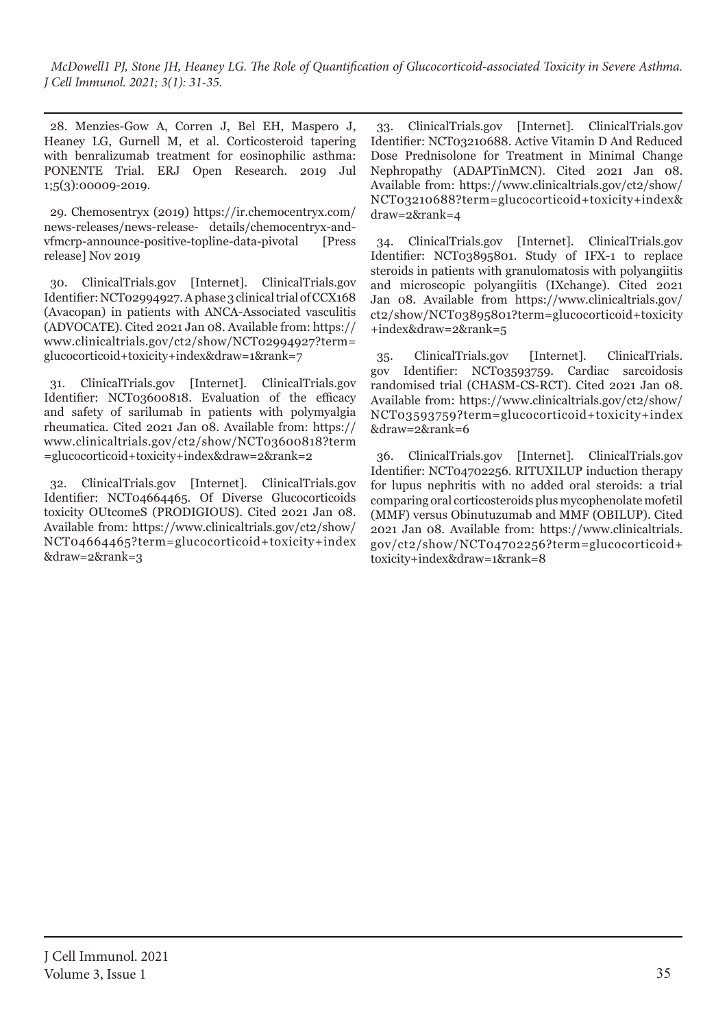28. Menzies-Gow A, Corren J, Bel EH, Maspero J, Heaney LG, Gurnell M, et al. Corticosteroid tapering with benralizumab treatment for eosinophilic asthma: PONENTE Trial. ERJ Open Research. 2019 Jul 1;5(3):00009-2019.

29. Chemosentryx (2019) https://ir.chemocentryx.com/news-releases/news-release- details/chemocentryx-and-vfmcrp-announce-positive-topline-data-pivotal [Press release] Nov 2019

30. ClinicalTrials.gov [Internet]. ClinicalTrials.gov Identifier: NCT02994927. A phase 3 clinical trial of CCX168 (Avacopan) in patients with ANCA-Associated vasculitis (ADVOCATE). Cited 2021 Jan 08. Available from: https://www.clinicaltrials.gov/ct2/show/NCT02994927?term=glucocorticoid+toxicity+index&draw=1&rank=7

31. ClinicalTrials.gov [Internet]. ClinicalTrials.gov Identifier: NCT03600818. Evaluation of the efficacy and safety of sarilumab in patients with polymyalgia rheumatica. Cited 2021 Jan 08. Available from: https://www.clinicaltrials.gov/ct2/show/NCT03600818?term=glucocorticoid+toxicity+index&draw=2&rank=2

32. ClinicalTrials.gov [Internet]. ClinicalTrials.gov Identifier: NCT04664465. Of Diverse Glucocorticoids toxicity OUtcomeS (PRODIGIOUS). Cited 2021 Jan 08. Available from: https://www.clinicaltrials.gov/ct2/show/NCT04664465?term=glucocorticoid+toxicity+index&draw=2&rank=3

33. ClinicalTrials.gov [Internet]. ClinicalTrials.gov Identifier: NCT03210688. Active Vitamin D And Reduced Dose Prednisolone for Treatment in Minimal Change Nephropathy (ADAPTinMCN). Cited 2021 Jan 08. Available from: https://www.clinicaltrials.gov/ct2/show/NCT03210688?term=glucocorticoid+toxicity+index&draw=2&rank=4

34. ClinicalTrials.gov [Internet]. ClinicalTrials.gov Identifier: NCT03895801. Study of IFX-1 to replace steroids in patients with granulomatosis with polyangiitis and microscopic polyangiitis (IXchange). Cited 2021 Jan 08. Available from https://www.clinicaltrials.gov/ct2/show/NCT03895801?term=glucocorticoid+toxicity+index&draw=2&rank=5

35. ClinicalTrials.gov [Internet]. ClinicalTrials.gov Identifier: NCT03593759. Cardiac sarcoidosis randomised trial (CHASM-CS-RCT). Cited 2021 Jan 08. Available from: https://www.clinicaltrials.gov/ct2/show/NCT03593759?term=glucocorticoid+toxicity+index&draw=2&rank=6

36. ClinicalTrials.gov [Internet]. ClinicalTrials.gov Identifier: NCT04702256. RITUXILUP induction therapy for lupus nephritis with no added oral steroids: a trial comparing oral corticosteroids plus mycophenolate mofetil (MMF) versus Obinutuzumab and MMF (OBILUP). Cited 2021 Jan 08. Available from: https://www.clinicaltrials.gov/ct2/show/NCT04702256?term=glucocorticoid+toxicity+index&draw=1&rank=8